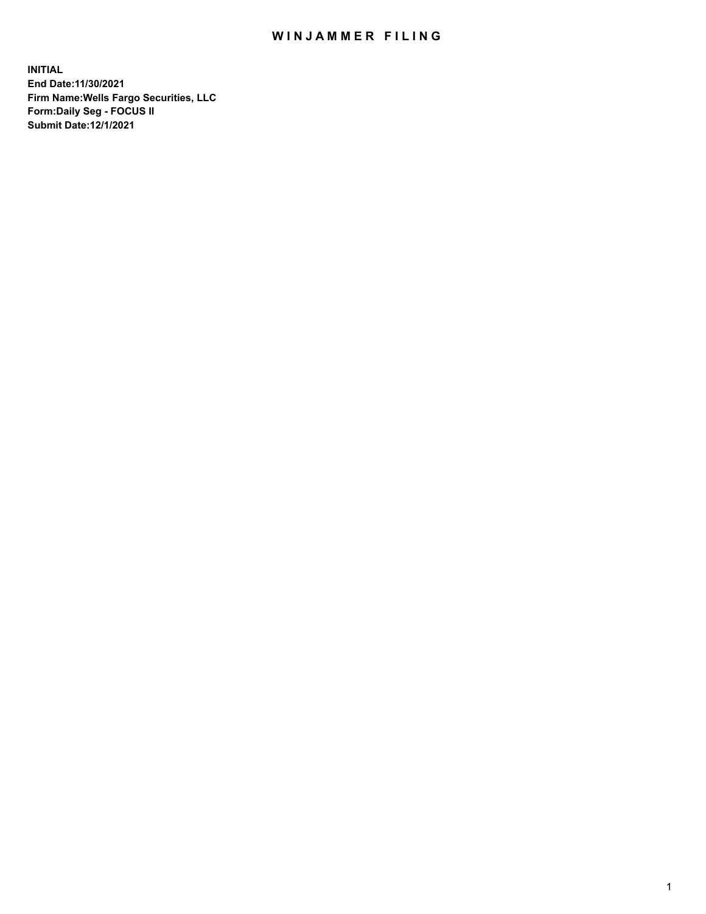# WINJAMMER FILING

**INITIAL**
**End Date:11/30/2021**
**Firm Name:Wells Fargo Securities, LLC**
**Form:Daily Seg - FOCUS II**
**Submit Date:12/1/2021**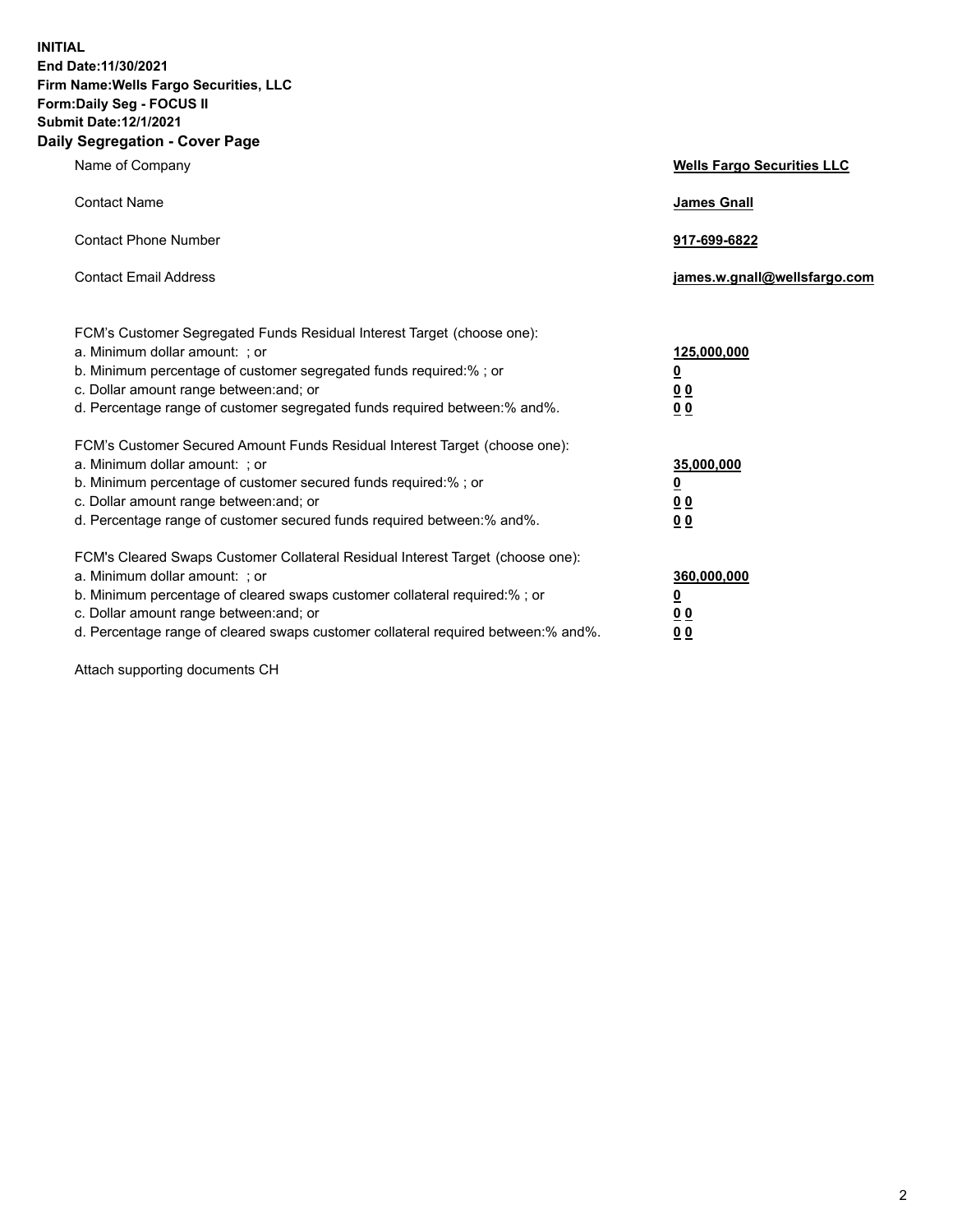**INITIAL**
**End Date:11/30/2021**
**Firm Name:Wells Fargo Securities, LLC**
**Form:Daily Seg - FOCUS II**
**Submit Date:12/1/2021**

## Daily Segregation - Cover Page

| | |
|---|---|
| Name of Company | **Wells Fargo Securities LLC** |
| Contact Name | **James Gnall** |
| Contact Phone Number | **917-699-6822** |
| Contact Email Address | **james.w.gnall@wellsfargo.com** |

| | |
|---|---|
| FCM's Customer Segregated Funds Residual Interest Target (choose one): | |
| a. Minimum dollar amount: ; or | **125,000,000** |
| b. Minimum percentage of customer segregated funds required:% ; or | **0** |
| c. Dollar amount range between:and; or | **0 0** |
| d. Percentage range of customer segregated funds required between:% and%. | **0 0** |
| FCM's Customer Secured Amount Funds Residual Interest Target (choose one): | |
| a. Minimum dollar amount: ; or | **35,000,000** |
| b. Minimum percentage of customer secured funds required:% ; or | **0** |
| c. Dollar amount range between:and; or | **0 0** |
| d. Percentage range of customer secured funds required between:% and%. | **0 0** |
| FCM's Cleared Swaps Customer Collateral Residual Interest Target (choose one): | |
| a. Minimum dollar amount: ; or | **360,000,000** |
| b. Minimum percentage of cleared swaps customer collateral required:% ; or | **0** |
| c. Dollar amount range between:and; or | **0 0** |
| d. Percentage range of cleared swaps customer collateral required between:% and%. | **0 0** |

Attach supporting documents CH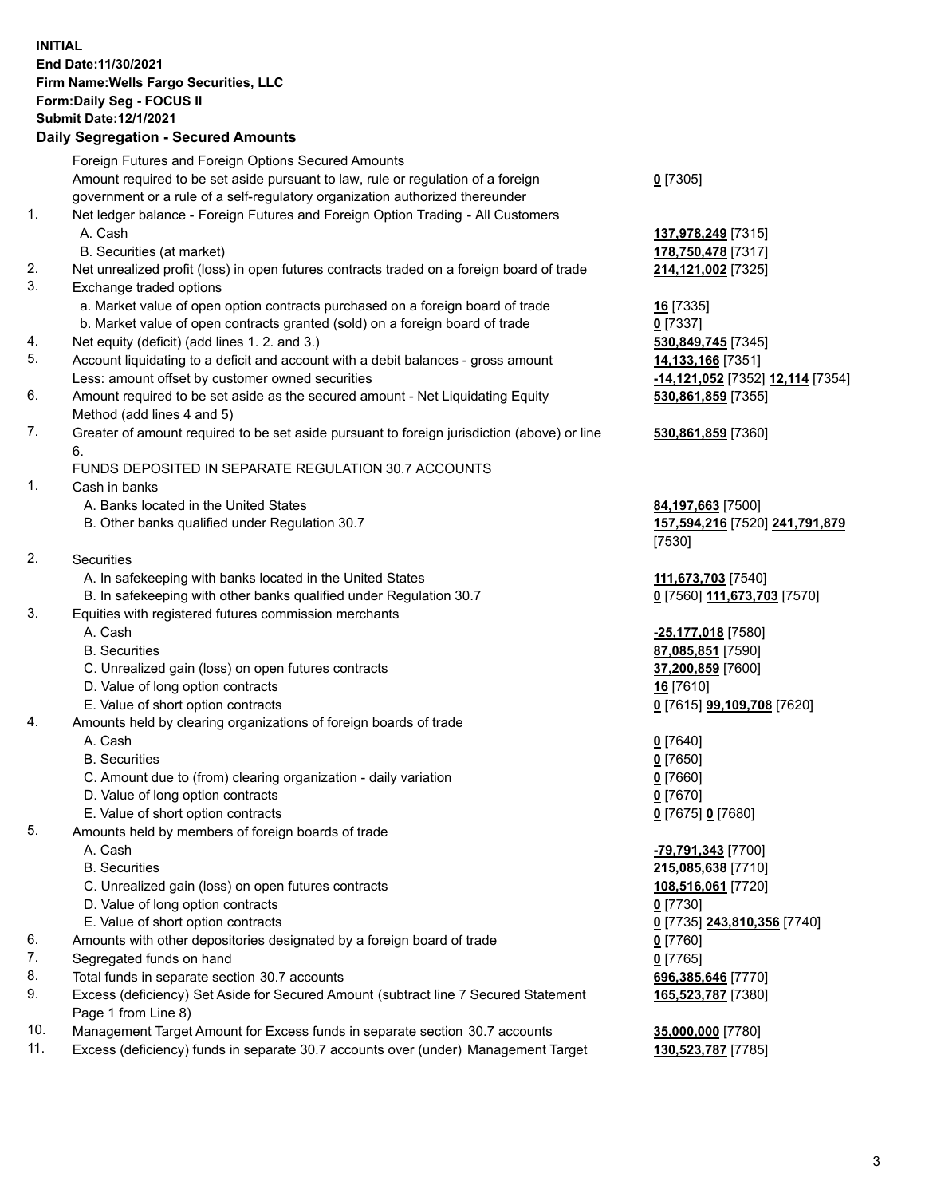**INITIAL**
**End Date:11/30/2021**
**Firm Name:Wells Fargo Securities, LLC**
**Form:Daily Seg - FOCUS II**
**Submit Date:12/1/2021**

## Daily Segregation - Secured Amounts

| | | |
|---|---|---|
| | Foreign Futures and Foreign Options Secured Amounts | |
| | Amount required to be set aside pursuant to law, rule or regulation of a foreign government or a rule of a self-regulatory organization authorized thereunder | **0** [7305] |
| 1. | Net ledger balance - Foreign Futures and Foreign Option Trading - All Customers | |
| | A. Cash | **137,978,249** [7315] |
| | B. Securities (at market) | **178,750,478** [7317] |
| 2. | Net unrealized profit (loss) in open futures contracts traded on a foreign board of trade | **214,121,002** [7325] |
| 3. | Exchange traded options | |
| | a. Market value of open option contracts purchased on a foreign board of trade | **16** [7335] |
| | b. Market value of open contracts granted (sold) on a foreign board of trade | **0** [7337] |
| 4. | Net equity (deficit) (add lines 1. 2. and 3.) | **530,849,745** [7345] |
| 5. | Account liquidating to a deficit and account with a debit balances - gross amount | **14,133,166** [7351] |
| | Less: amount offset by customer owned securities | **-14,121,052** [7352] **12,114** [7354] |
| 6. | Amount required to be set aside as the secured amount - Net Liquidating Equity Method (add lines 4 and 5) | **530,861,859** [7355] |
| 7. | Greater of amount required to be set aside pursuant to foreign jurisdiction (above) or line 6. | **530,861,859** [7360] |
| | FUNDS DEPOSITED IN SEPARATE REGULATION 30.7 ACCOUNTS | |
| 1. | Cash in banks | |
| | A. Banks located in the United States | **84,197,663** [7500] |
| | B. Other banks qualified under Regulation 30.7 | **157,594,216** [7520] **241,791,879** [7530] |
| 2. | Securities | |
| | A. In safekeeping with banks located in the United States | **111,673,703** [7540] |
| | B. In safekeeping with other banks qualified under Regulation 30.7 | **0** [7560] **111,673,703** [7570] |
| 3. | Equities with registered futures commission merchants | |
| | A. Cash | **-25,177,018** [7580] |
| | B. Securities | **87,085,851** [7590] |
| | C. Unrealized gain (loss) on open futures contracts | **37,200,859** [7600] |
| | D. Value of long option contracts | **16** [7610] |
| | E. Value of short option contracts | **0** [7615] **99,109,708** [7620] |
| 4. | Amounts held by clearing organizations of foreign boards of trade | |
| | A. Cash | **0** [7640] |
| | B. Securities | **0** [7650] |
| | C. Amount due to (from) clearing organization - daily variation | **0** [7660] |
| | D. Value of long option contracts | **0** [7670] |
| | E. Value of short option contracts | **0** [7675] **0** [7680] |
| 5. | Amounts held by members of foreign boards of trade | |
| | A. Cash | **-79,791,343** [7700] |
| | B. Securities | **215,085,638** [7710] |
| | C. Unrealized gain (loss) on open futures contracts | **108,516,061** [7720] |
| | D. Value of long option contracts | **0** [7730] |
| | E. Value of short option contracts | **0** [7735] **243,810,356** [7740] |
| 6. | Amounts with other depositories designated by a foreign board of trade | **0** [7760] |
| 7. | Segregated funds on hand | **0** [7765] |
| 8. | Total funds in separate section 30.7 accounts | **696,385,646** [7770] |
| 9. | Excess (deficiency) Set Aside for Secured Amount (subtract line 7 Secured Statement Page 1 from Line 8) | **165,523,787** [7380] |
| 10. | Management Target Amount for Excess funds in separate section 30.7 accounts | **35,000,000** [7780] |
| 11. | Excess (deficiency) funds in separate 30.7 accounts over (under) Management Target | **130,523,787** [7785] |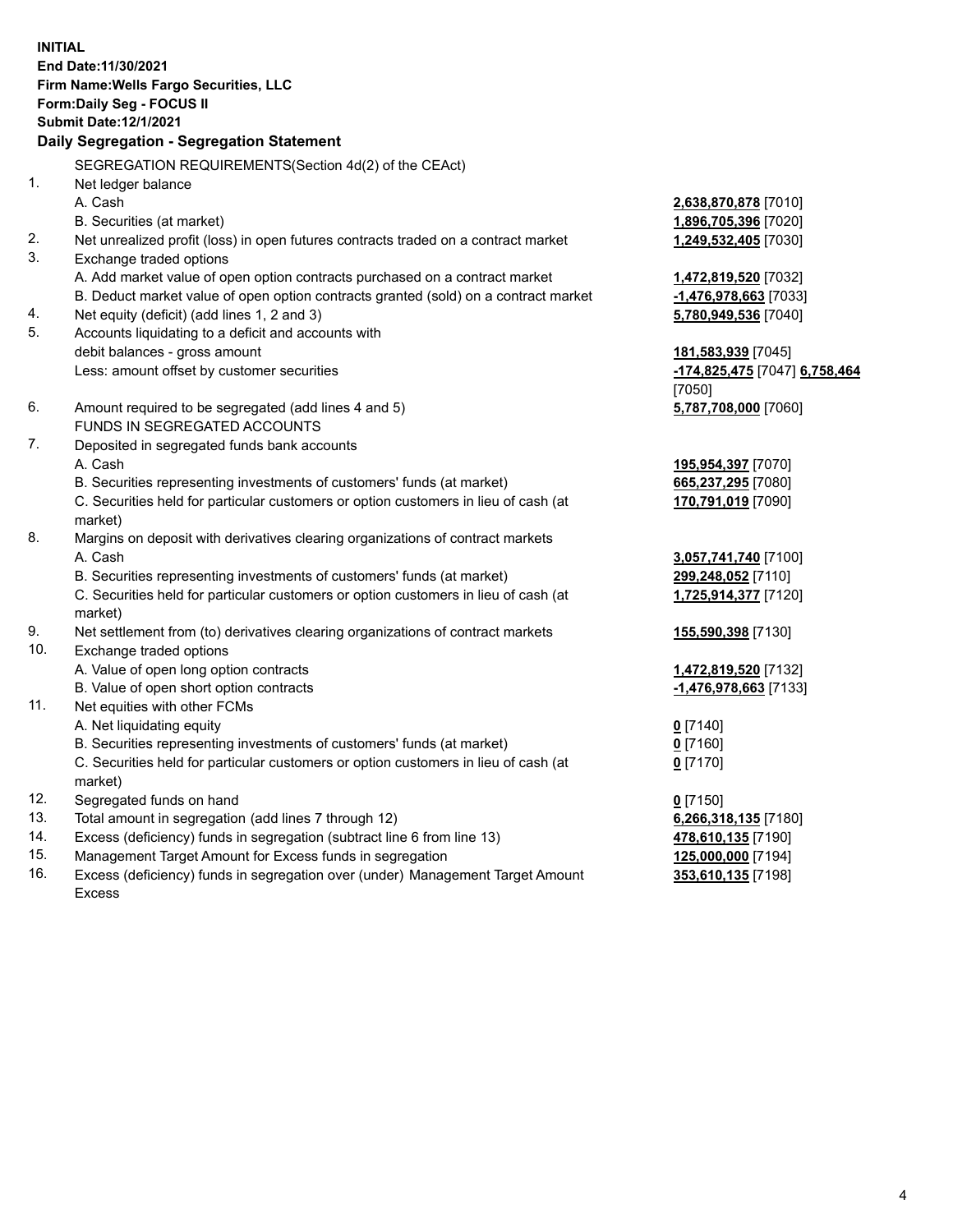**INITIAL**
**End Date:11/30/2021**
**Firm Name:Wells Fargo Securities, LLC**
**Form:Daily Seg - FOCUS II**
**Submit Date:12/1/2021**
**Daily Segregation - Segregation Statement**

SEGREGATION REQUIREMENTS(Section 4d(2) of the CEAct)

| | | |
|---|---|---|
| 1. | Net ledger balance | |
| | A. Cash | **2,638,870,878** [7010] |
| | B. Securities (at market) | **1,896,705,396** [7020] |
| 2. | Net unrealized profit (loss) in open futures contracts traded on a contract market | **1,249,532,405** [7030] |
| 3. | Exchange traded options | |
| | A. Add market value of open option contracts purchased on a contract market | **1,472,819,520** [7032] |
| | B. Deduct market value of open option contracts granted (sold) on a contract market | **-1,476,978,663** [7033] |
| 4. | Net equity (deficit) (add lines 1, 2 and 3) | **5,780,949,536** [7040] |
| 5. | Accounts liquidating to a deficit and accounts with debit balances - gross amount | **181,583,939** [7045] |
| | Less: amount offset by customer securities | **-174,825,475** [7047] **6,758,464** [7050] |
| 6. | Amount required to be segregated (add lines 4 and 5) | **5,787,708,000** [7060] |
| | FUNDS IN SEGREGATED ACCOUNTS | |
| 7. | Deposited in segregated funds bank accounts | |
| | A. Cash | **195,954,397** [7070] |
| | B. Securities representing investments of customers' funds (at market) | **665,237,295** [7080] |
| | C. Securities held for particular customers or option customers in lieu of cash (at market) | **170,791,019** [7090] |
| 8. | Margins on deposit with derivatives clearing organizations of contract markets | |
| | A. Cash | **3,057,741,740** [7100] |
| | B. Securities representing investments of customers' funds (at market) | **299,248,052** [7110] |
| | C. Securities held for particular customers or option customers in lieu of cash (at market) | **1,725,914,377** [7120] |
| 9. | Net settlement from (to) derivatives clearing organizations of contract markets | **155,590,398** [7130] |
| 10. | Exchange traded options | |
| | A. Value of open long option contracts | **1,472,819,520** [7132] |
| | B. Value of open short option contracts | **-1,476,978,663** [7133] |
| 11. | Net equities with other FCMs | |
| | A. Net liquidating equity | **0** [7140] |
| | B. Securities representing investments of customers' funds (at market) | **0** [7160] |
| | C. Securities held for particular customers or option customers in lieu of cash (at market) | **0** [7170] |
| 12. | Segregated funds on hand | **0** [7150] |
| 13. | Total amount in segregation (add lines 7 through 12) | **6,266,318,135** [7180] |
| 14. | Excess (deficiency) funds in segregation (subtract line 6 from line 13) | **478,610,135** [7190] |
| 15. | Management Target Amount for Excess funds in segregation | **125,000,000** [7194] |
| 16. | Excess (deficiency) funds in segregation over (under) Management Target Amount Excess | **353,610,135** [7198] |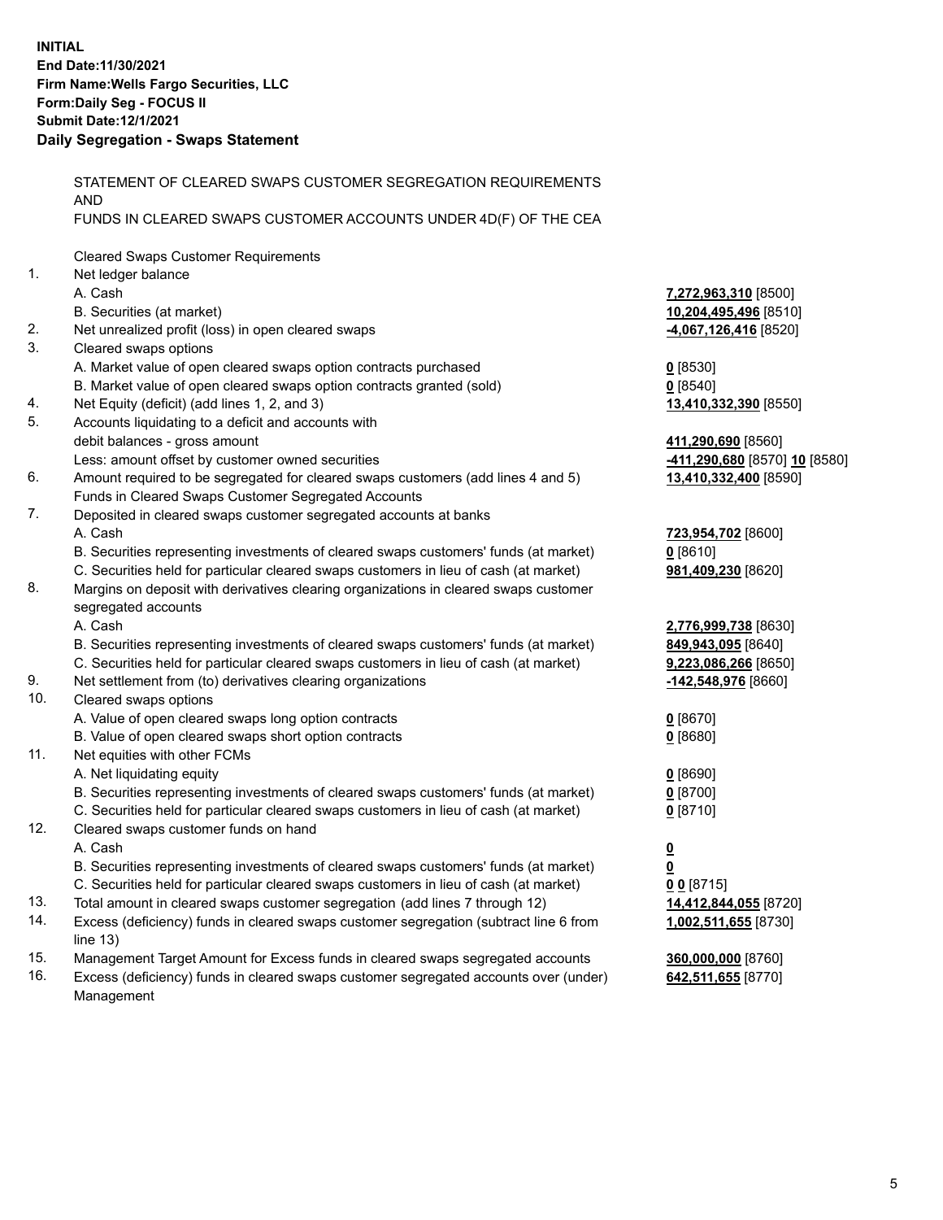**INITIAL**
**End Date:11/30/2021**
**Firm Name:Wells Fargo Securities, LLC**
**Form:Daily Seg - FOCUS II**
**Submit Date:12/1/2021**
**Daily Segregation - Swaps Statement**

STATEMENT OF CLEARED SWAPS CUSTOMER SEGREGATION REQUIREMENTS AND FUNDS IN CLEARED SWAPS CUSTOMER ACCOUNTS UNDER 4D(F) OF THE CEA

| | | |
|---|---|---|
| | Cleared Swaps Customer Requirements | |
| 1. | Net ledger balance | |
| | A. Cash | **7,272,963,310** [8500] |
| | B. Securities (at market) | **10,204,495,496** [8510] |
| 2. | Net unrealized profit (loss) in open cleared swaps | **-4,067,126,416** [8520] |
| 3. | Cleared swaps options | |
| | A. Market value of open cleared swaps option contracts purchased | **0** [8530] |
| | B. Market value of open cleared swaps option contracts granted (sold) | **0** [8540] |
| 4. | Net Equity (deficit) (add lines 1, 2, and 3) | **13,410,332,390** [8550] |
| 5. | Accounts liquidating to a deficit and accounts with debit balances - gross amount | **411,290,690** [8560] |
| | Less: amount offset by customer owned securities | **-411,290,680** [8570] **10** [8580] |
| 6. | Amount required to be segregated for cleared swaps customers (add lines 4 and 5) | **13,410,332,400** [8590] |
| | Funds in Cleared Swaps Customer Segregated Accounts | |
| 7. | Deposited in cleared swaps customer segregated accounts at banks | |
| | A. Cash | **723,954,702** [8600] |
| | B. Securities representing investments of cleared swaps customers' funds (at market) | **0** [8610] |
| | C. Securities held for particular cleared swaps customers in lieu of cash (at market) | **981,409,230** [8620] |
| 8. | Margins on deposit with derivatives clearing organizations in cleared swaps customer segregated accounts | |
| | A. Cash | **2,776,999,738** [8630] |
| | B. Securities representing investments of cleared swaps customers' funds (at market) | **849,943,095** [8640] |
| | C. Securities held for particular cleared swaps customers in lieu of cash (at market) | **9,223,086,266** [8650] |
| 9. | Net settlement from (to) derivatives clearing organizations | **-142,548,976** [8660] |
| 10. | Cleared swaps options | |
| | A. Value of open cleared swaps long option contracts | **0** [8670] |
| | B. Value of open cleared swaps short option contracts | **0** [8680] |
| 11. | Net equities with other FCMs | |
| | A. Net liquidating equity | **0** [8690] |
| | B. Securities representing investments of cleared swaps customers' funds (at market) | **0** [8700] |
| | C. Securities held for particular cleared swaps customers in lieu of cash (at market) | **0** [8710] |
| 12. | Cleared swaps customer funds on hand | |
| | A. Cash | **0** |
| | B. Securities representing investments of cleared swaps customers' funds (at market) | **0** |
| | C. Securities held for particular cleared swaps customers in lieu of cash (at market) | **0** **0** [8715] |
| 13. | Total amount in cleared swaps customer segregation (add lines 7 through 12) | **14,412,844,055** [8720] |
| 14. | Excess (deficiency) funds in cleared swaps customer segregation (subtract line 6 from line 13) | **1,002,511,655** [8730] |
| 15. | Management Target Amount for Excess funds in cleared swaps segregated accounts | **360,000,000** [8760] |
| 16. | Excess (deficiency) funds in cleared swaps customer segregated accounts over (under) Management | **642,511,655** [8770] |